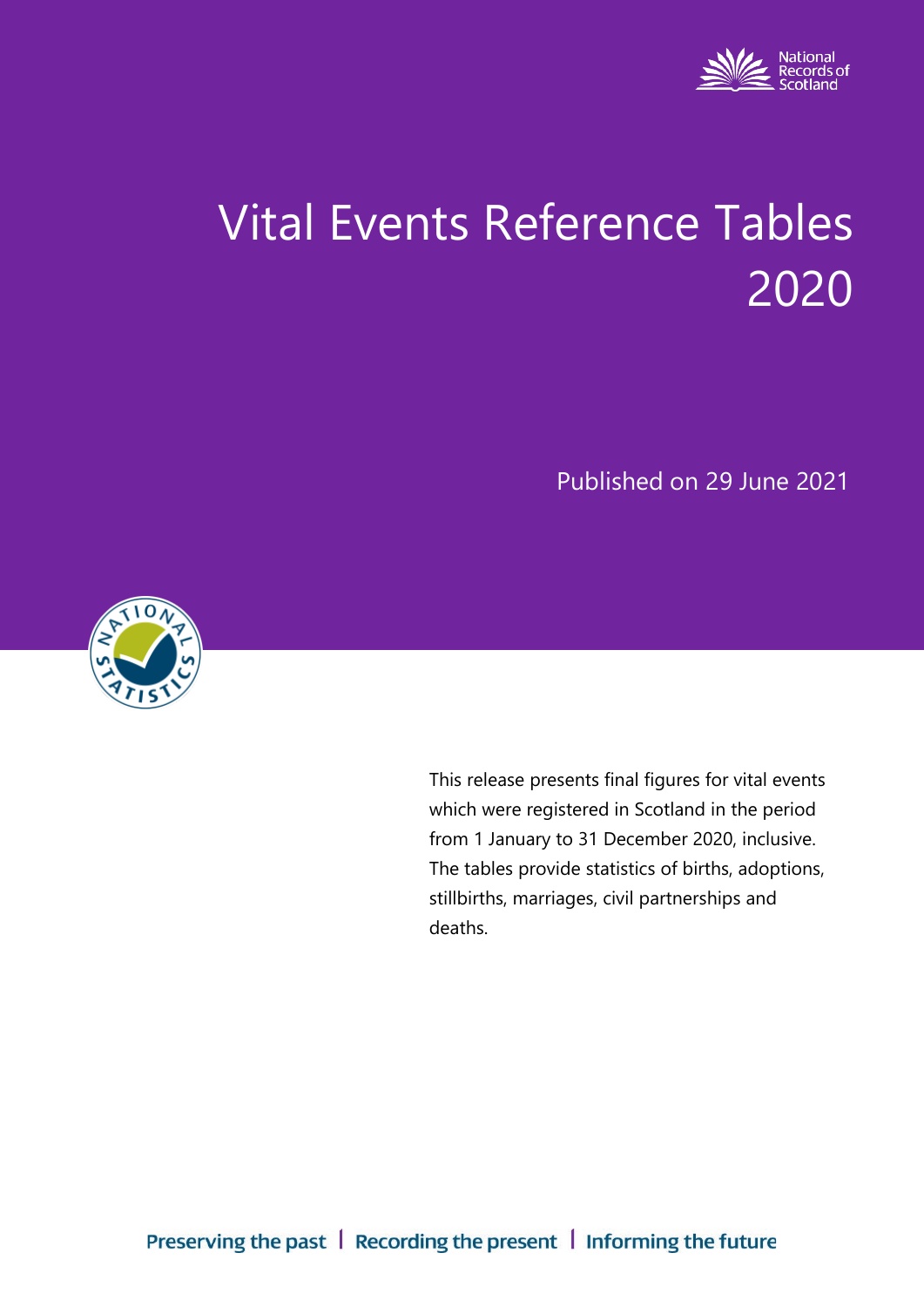National Records of Scotland

# Vital Events Reference Tables 2020

Published on 29 June 2021

This release presents final figures for vital events which were registered in Scotland in the period from 1 January to 31 December 2020, inclusive. The tables provide statistics of births, adoptions, stillbirths, marriages, civil partnerships and deaths.

Preserving the past | Recording the present | Informing the future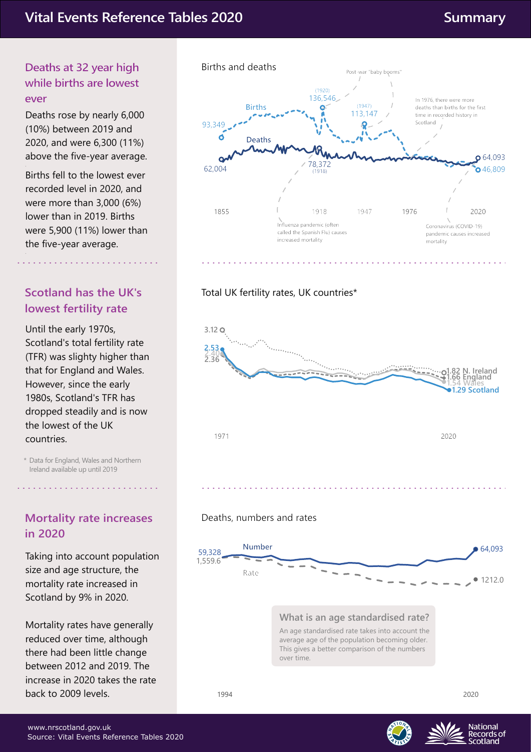# Vital Events Reference Tables 2020

## Summary

### Deaths at 32 year high while births are lowest ever

Deaths rose by nearly 6,000 (10%) between 2019 and 2020, and were 6,300 (11%) above the five-year average.

Births fell to the lowest ever recorded level in 2020, and were more than 3,000 (6%) lower than in 2019. Births were 5,900 (11%) lower than the five-year average.

Births and deaths

Births: 93,349 (1855); 136,546 (1920); 113,147 (1947); 46,809 (2020)

Deaths: 62,004 (1855); 78,372 (1918); 64,093 (2020)

Post-war "baby booms"

In 1976, there were more deaths than births for the first time in recorded history in Scotland

Influenza pandemic (often called the Spanish Flu) causes increased mortality

Coronavirus (COVID-19) pandemic causes increased mortality

1855, 1918, 1947, 1976, 2020

### Scotland has the UK's lowest fertility rate

Until the early 1970s, Scotland's total fertility rate (TFR) was slighty higher than that for England and Wales. However, since the early 1980s, Scotland's TFR has dropped steadily and is now the lowest of the UK countries.

\* Data for England, Wales and Northern Ireland available up until 2019

Total UK fertility rates, UK countries*

1971: 3.12, 2.53, 2.40, 2.36

2020: 1.82 N. Ireland, 1.66 England, 1.54 Wales, 1.29 Scotland

### Mortality rate increases in 2020

Taking into account population size and age structure, the mortality rate increased in Scotland by 9% in 2020.

Mortality rates have generally reduced over time, although there had been little change between 2012 and 2019. The increase in 2020 takes the rate back to 2009 levels.

Deaths, numbers and rates

Number: 59,328 (1994); 64,093 (2020)

Rate: 1,559.6 (1994); 1212.0 (2020)

**What is an age standardised rate?**

An age standardised rate takes into account the average age of the population becoming older. This gives a better comparison of the numbers over time.

www.nrscotland.gov.uk
Source: Vital Events Reference Tables 2020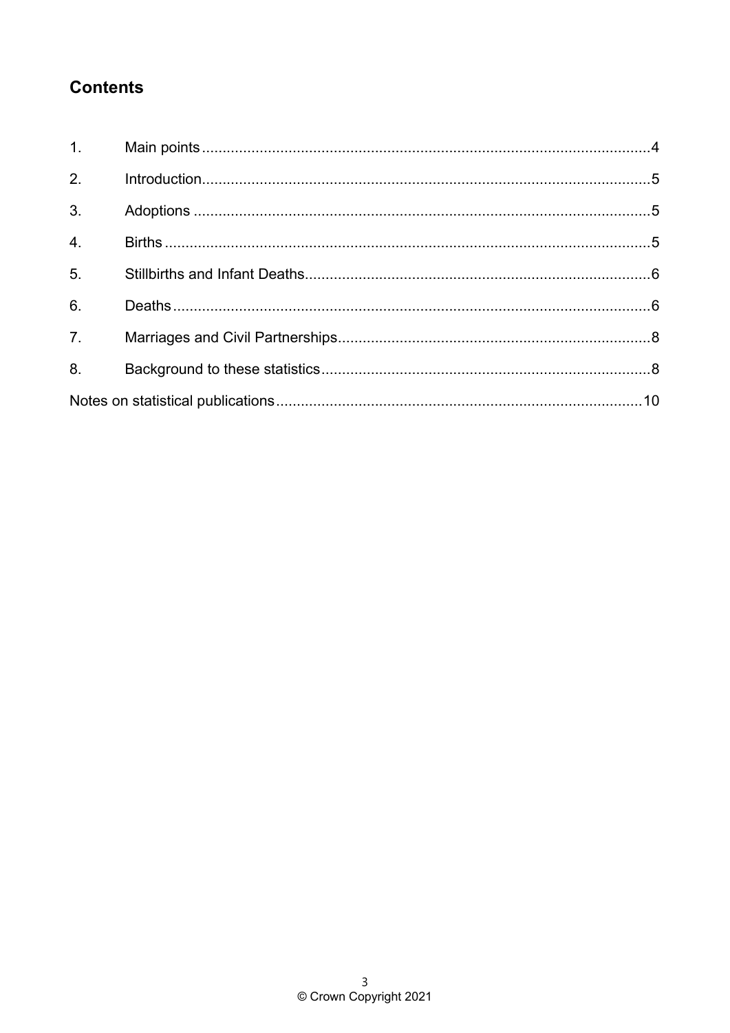## Contents

1. Main points....4
2. Introduction....5
3. Adoptions....5
4. Births....5
5. Stillbirths and Infant Deaths....6
6. Deaths....6
7. Marriages and Civil Partnerships....8
8. Background to these statistics....8

Notes on statistical publications....10

© Crown Copyright 2021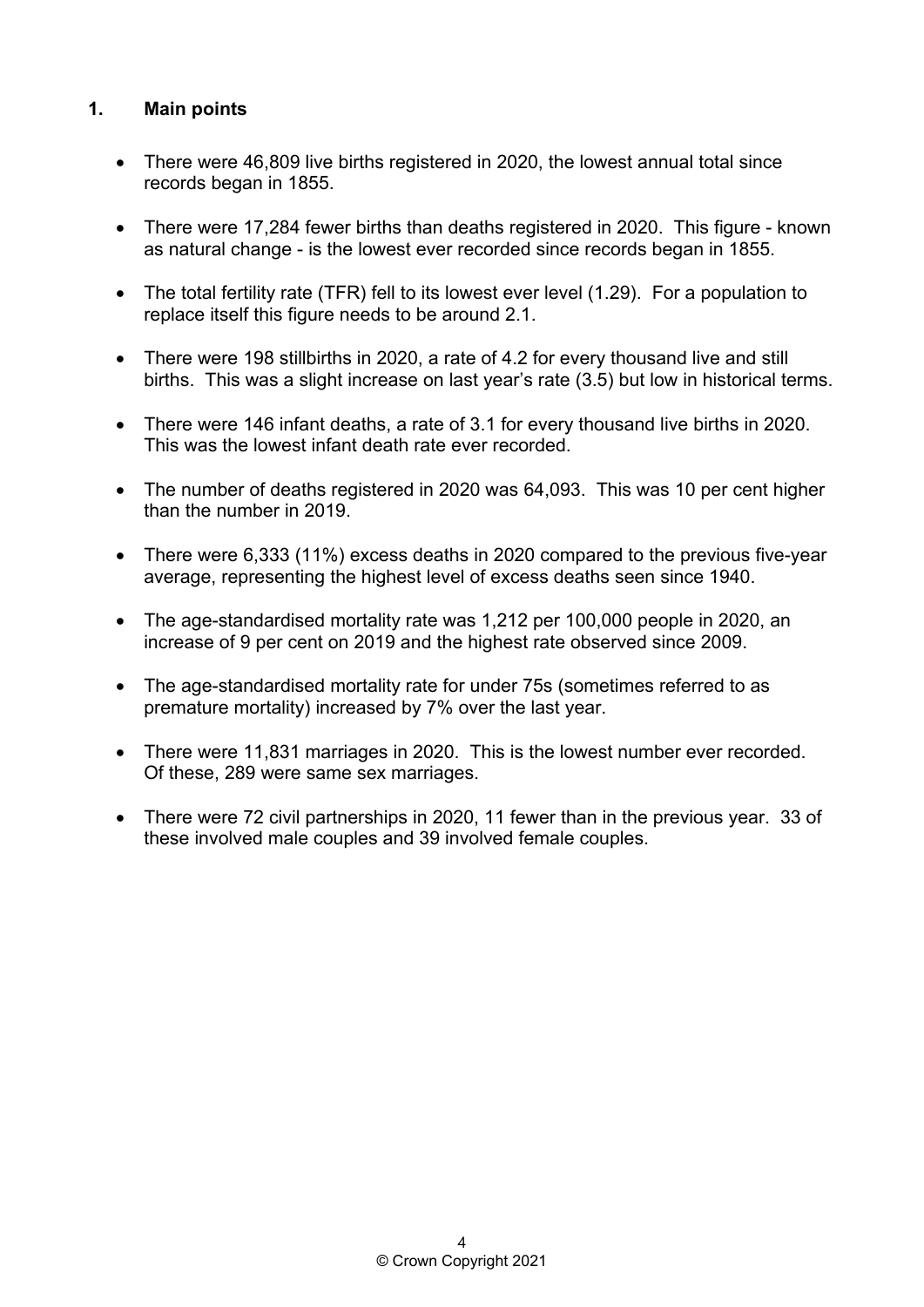## 1. Main points

- There were 46,809 live births registered in 2020, the lowest annual total since records began in 1855.
- There were 17,284 fewer births than deaths registered in 2020. This figure - known as natural change - is the lowest ever recorded since records began in 1855.
- The total fertility rate (TFR) fell to its lowest ever level (1.29). For a population to replace itself this figure needs to be around 2.1.
- There were 198 stillbirths in 2020, a rate of 4.2 for every thousand live and still births. This was a slight increase on last year's rate (3.5) but low in historical terms.
- There were 146 infant deaths, a rate of 3.1 for every thousand live births in 2020. This was the lowest infant death rate ever recorded.
- The number of deaths registered in 2020 was 64,093. This was 10 per cent higher than the number in 2019.
- There were 6,333 (11%) excess deaths in 2020 compared to the previous five-year average, representing the highest level of excess deaths seen since 1940.
- The age-standardised mortality rate was 1,212 per 100,000 people in 2020, an increase of 9 per cent on 2019 and the highest rate observed since 2009.
- The age-standardised mortality rate for under 75s (sometimes referred to as premature mortality) increased by 7% over the last year.
- There were 11,831 marriages in 2020. This is the lowest number ever recorded. Of these, 289 were same sex marriages.
- There were 72 civil partnerships in 2020, 11 fewer than in the previous year. 33 of these involved male couples and 39 involved female couples.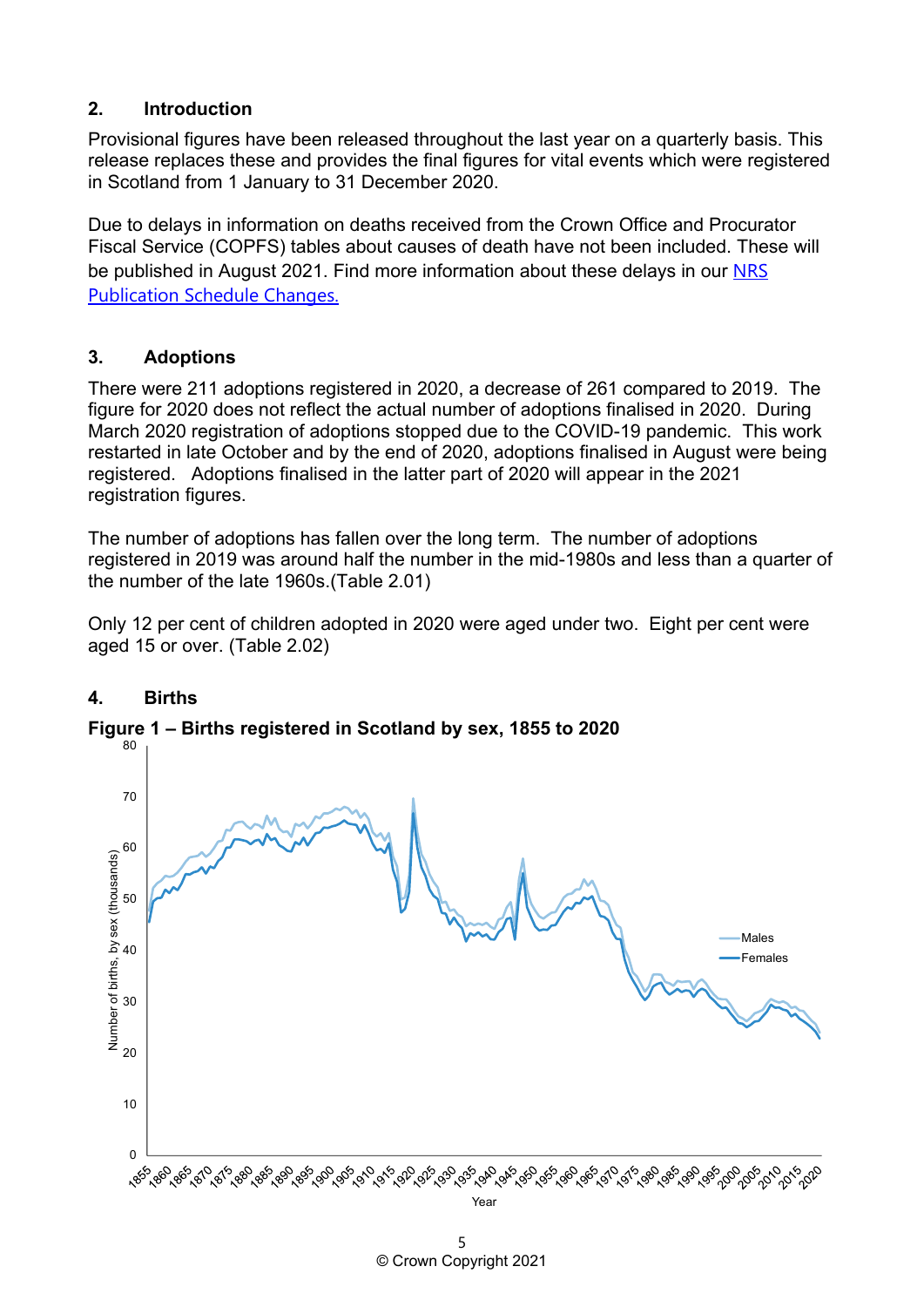## 2. Introduction

Provisional figures have been released throughout the last year on a quarterly basis. This release replaces these and provides the final figures for vital events which were registered in Scotland from 1 January to 31 December 2020.

Due to delays in information on deaths received from the Crown Office and Procurator Fiscal Service (COPFS) tables about causes of death have not been included. These will be published in August 2021. Find more information about these delays in our [NRS Publication Schedule Changes.]()

## 3. Adoptions

There were 211 adoptions registered in 2020, a decrease of 261 compared to 2019. The figure for 2020 does not reflect the actual number of adoptions finalised in 2020. During March 2020 registration of adoptions stopped due to the COVID-19 pandemic. This work restarted in late October and by the end of 2020, adoptions finalised in August were being registered. Adoptions finalised in the latter part of 2020 will appear in the 2021 registration figures.

The number of adoptions has fallen over the long term. The number of adoptions registered in 2019 was around half the number in the mid-1980s and less than a quarter of the number of the late 1960s.(Table 2.01)

Only 12 per cent of children adopted in 2020 were aged under two. Eight per cent were aged 15 or over. (Table 2.02)

## 4. Births

**Figure 1 – Births registered in Scotland by sex, 1855 to 2020**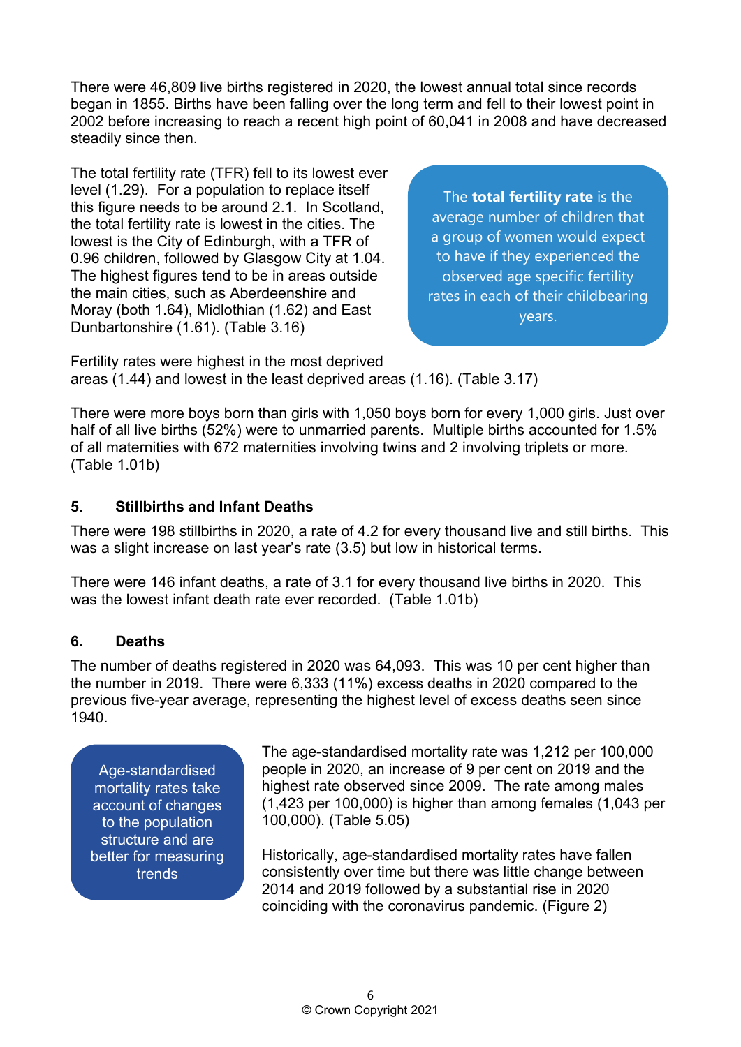There were 46,809 live births registered in 2020, the lowest annual total since records began in 1855. Births have been falling over the long term and fell to their lowest point in 2002 before increasing to reach a recent high point of 60,041 in 2008 and have decreased steadily since then.

The total fertility rate (TFR) fell to its lowest ever level (1.29). For a population to replace itself this figure needs to be around 2.1. In Scotland, the total fertility rate is lowest in the cities. The lowest is the City of Edinburgh, with a TFR of 0.96 children, followed by Glasgow City at 1.04. The highest figures tend to be in areas outside the main cities, such as Aberdeenshire and Moray (both 1.64), Midlothian (1.62) and East Dunbartonshire (1.61). (Table 3.16)

> The **total fertility rate** is the average number of children that a group of women would expect to have if they experienced the observed age specific fertility rates in each of their childbearing years.

Fertility rates were highest in the most deprived areas (1.44) and lowest in the least deprived areas (1.16). (Table 3.17)

There were more boys born than girls with 1,050 boys born for every 1,000 girls. Just over half of all live births (52%) were to unmarried parents. Multiple births accounted for 1.5% of all maternities with 672 maternities involving twins and 2 involving triplets or more. (Table 1.01b)

## 5. Stillbirths and Infant Deaths

There were 198 stillbirths in 2020, a rate of 4.2 for every thousand live and still births. This was a slight increase on last year's rate (3.5) but low in historical terms.

There were 146 infant deaths, a rate of 3.1 for every thousand live births in 2020. This was the lowest infant death rate ever recorded. (Table 1.01b)

## 6. Deaths

The number of deaths registered in 2020 was 64,093. This was 10 per cent higher than the number in 2019. There were 6,333 (11%) excess deaths in 2020 compared to the previous five-year average, representing the highest level of excess deaths seen since 1940.

> Age-standardised mortality rates take account of changes to the population structure and are better for measuring trends

The age-standardised mortality rate was 1,212 per 100,000 people in 2020, an increase of 9 per cent on 2019 and the highest rate observed since 2009. The rate among males (1,423 per 100,000) is higher than among females (1,043 per 100,000). (Table 5.05)

Historically, age-standardised mortality rates have fallen consistently over time but there was little change between 2014 and 2019 followed by a substantial rise in 2020 coinciding with the coronavirus pandemic. (Figure 2)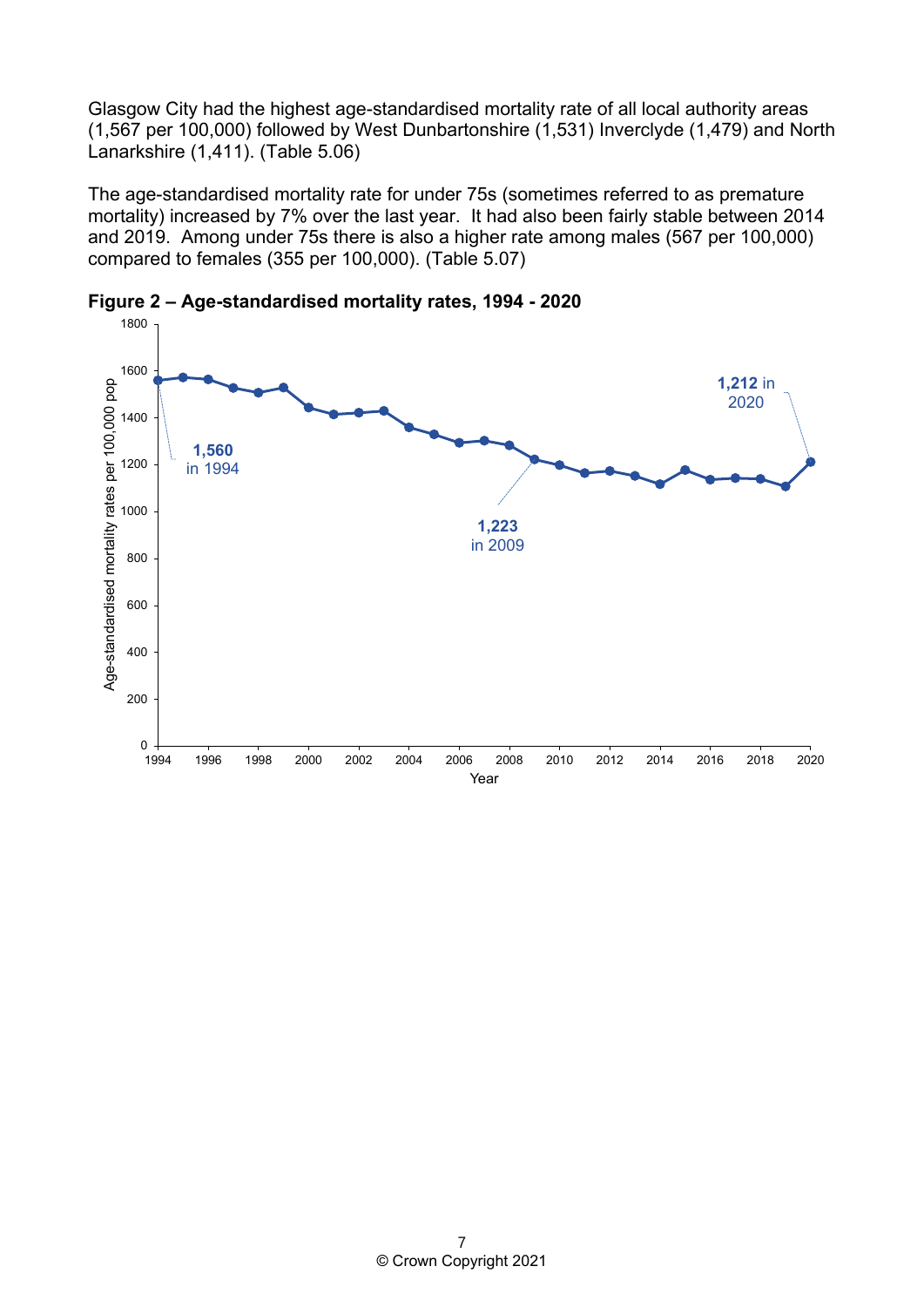Glasgow City had the highest age-standardised mortality rate of all local authority areas (1,567 per 100,000) followed by West Dunbartonshire (1,531) Inverclyde (1,479) and North Lanarkshire (1,411). (Table 5.06)

The age-standardised mortality rate for under 75s (sometimes referred to as premature mortality) increased by 7% over the last year. It had also been fairly stable between 2014 and 2019. Among under 75s there is also a higher rate among males (567 per 100,000) compared to females (355 per 100,000). (Table 5.07)

**Figure 2 – Age-standardised mortality rates, 1994 - 2020**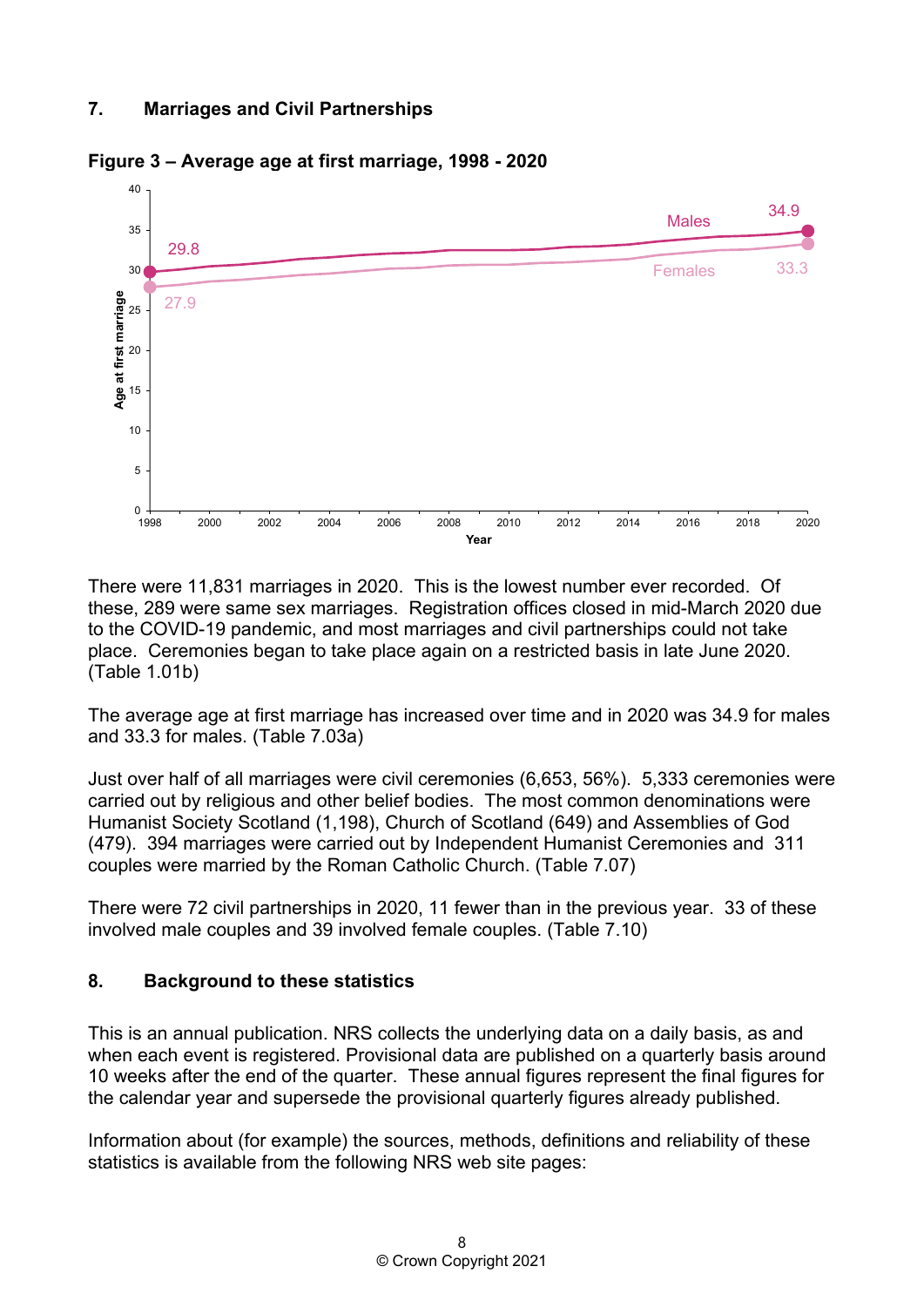## 7. Marriages and Civil Partnerships

**Figure 3 – Average age at first marriage, 1998 - 2020**

There were 11,831 marriages in 2020. This is the lowest number ever recorded. Of these, 289 were same sex marriages. Registration offices closed in mid-March 2020 due to the COVID-19 pandemic, and most marriages and civil partnerships could not take place. Ceremonies began to take place again on a restricted basis in late June 2020. (Table 1.01b)

The average age at first marriage has increased over time and in 2020 was 34.9 for males and 33.3 for males. (Table 7.03a)

Just over half of all marriages were civil ceremonies (6,653, 56%). 5,333 ceremonies were carried out by religious and other belief bodies. The most common denominations were Humanist Society Scotland (1,198), Church of Scotland (649) and Assemblies of God (479). 394 marriages were carried out by Independent Humanist Ceremonies and 311 couples were married by the Roman Catholic Church. (Table 7.07)

There were 72 civil partnerships in 2020, 11 fewer than in the previous year. 33 of these involved male couples and 39 involved female couples. (Table 7.10)

## 8. Background to these statistics

This is an annual publication. NRS collects the underlying data on a daily basis, as and when each event is registered. Provisional data are published on a quarterly basis around 10 weeks after the end of the quarter. These annual figures represent the final figures for the calendar year and supersede the provisional quarterly figures already published.

Information about (for example) the sources, methods, definitions and reliability of these statistics is available from the following NRS web site pages: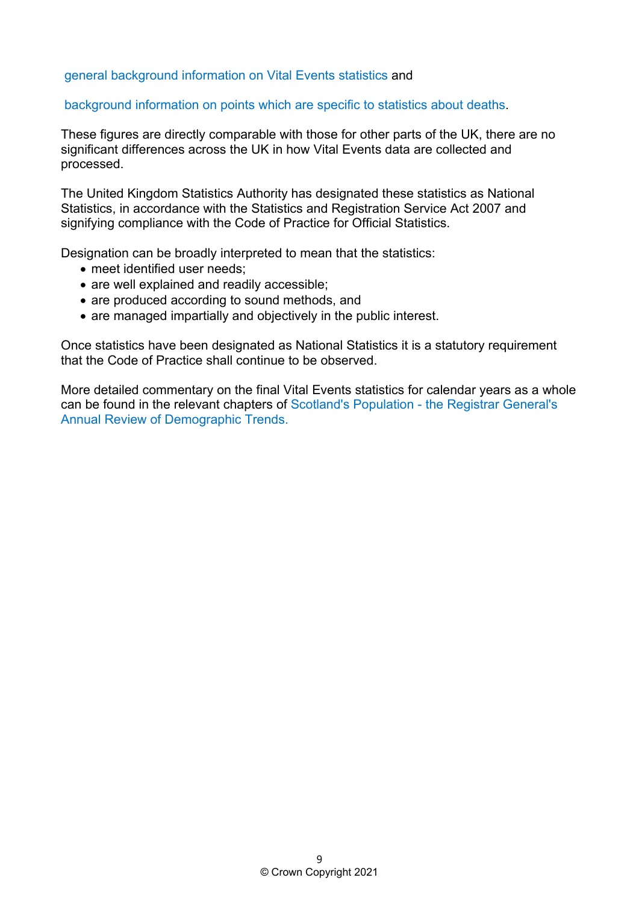general background information on Vital Events statistics and

background information on points which are specific to statistics about deaths.

These figures are directly comparable with those for other parts of the UK, there are no significant differences across the UK in how Vital Events data are collected and processed.

The United Kingdom Statistics Authority has designated these statistics as National Statistics, in accordance with the Statistics and Registration Service Act 2007 and signifying compliance with the Code of Practice for Official Statistics.

Designation can be broadly interpreted to mean that the statistics:

- meet identified user needs;
- are well explained and readily accessible;
- are produced according to sound methods, and
- are managed impartially and objectively in the public interest.

Once statistics have been designated as National Statistics it is a statutory requirement that the Code of Practice shall continue to be observed.

More detailed commentary on the final Vital Events statistics for calendar years as a whole can be found in the relevant chapters of Scotland's Population - the Registrar General's Annual Review of Demographic Trends.

© Crown Copyright 2021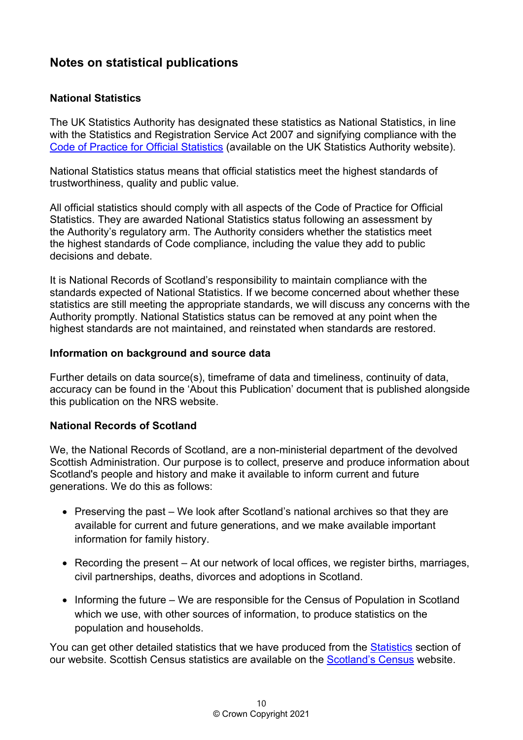## Notes on statistical publications

### National Statistics

The UK Statistics Authority has designated these statistics as National Statistics, in line with the Statistics and Registration Service Act 2007 and signifying compliance with the Code of Practice for Official Statistics (available on the UK Statistics Authority website).

National Statistics status means that official statistics meet the highest standards of trustworthiness, quality and public value.

All official statistics should comply with all aspects of the Code of Practice for Official Statistics. They are awarded National Statistics status following an assessment by the Authority's regulatory arm. The Authority considers whether the statistics meet the highest standards of Code compliance, including the value they add to public decisions and debate.

It is National Records of Scotland's responsibility to maintain compliance with the standards expected of National Statistics. If we become concerned about whether these statistics are still meeting the appropriate standards, we will discuss any concerns with the Authority promptly. National Statistics status can be removed at any point when the highest standards are not maintained, and reinstated when standards are restored.

### Information on background and source data

Further details on data source(s), timeframe of data and timeliness, continuity of data, accuracy can be found in the 'About this Publication' document that is published alongside this publication on the NRS website.

### National Records of Scotland

We, the National Records of Scotland, are a non-ministerial department of the devolved Scottish Administration. Our purpose is to collect, preserve and produce information about Scotland's people and history and make it available to inform current and future generations. We do this as follows:

- Preserving the past – We look after Scotland's national archives so that they are available for current and future generations, and we make available important information for family history.
- Recording the present – At our network of local offices, we register births, marriages, civil partnerships, deaths, divorces and adoptions in Scotland.
- Informing the future – We are responsible for the Census of Population in Scotland which we use, with other sources of information, to produce statistics on the population and households.

You can get other detailed statistics that we have produced from the Statistics section of our website. Scottish Census statistics are available on the Scotland's Census website.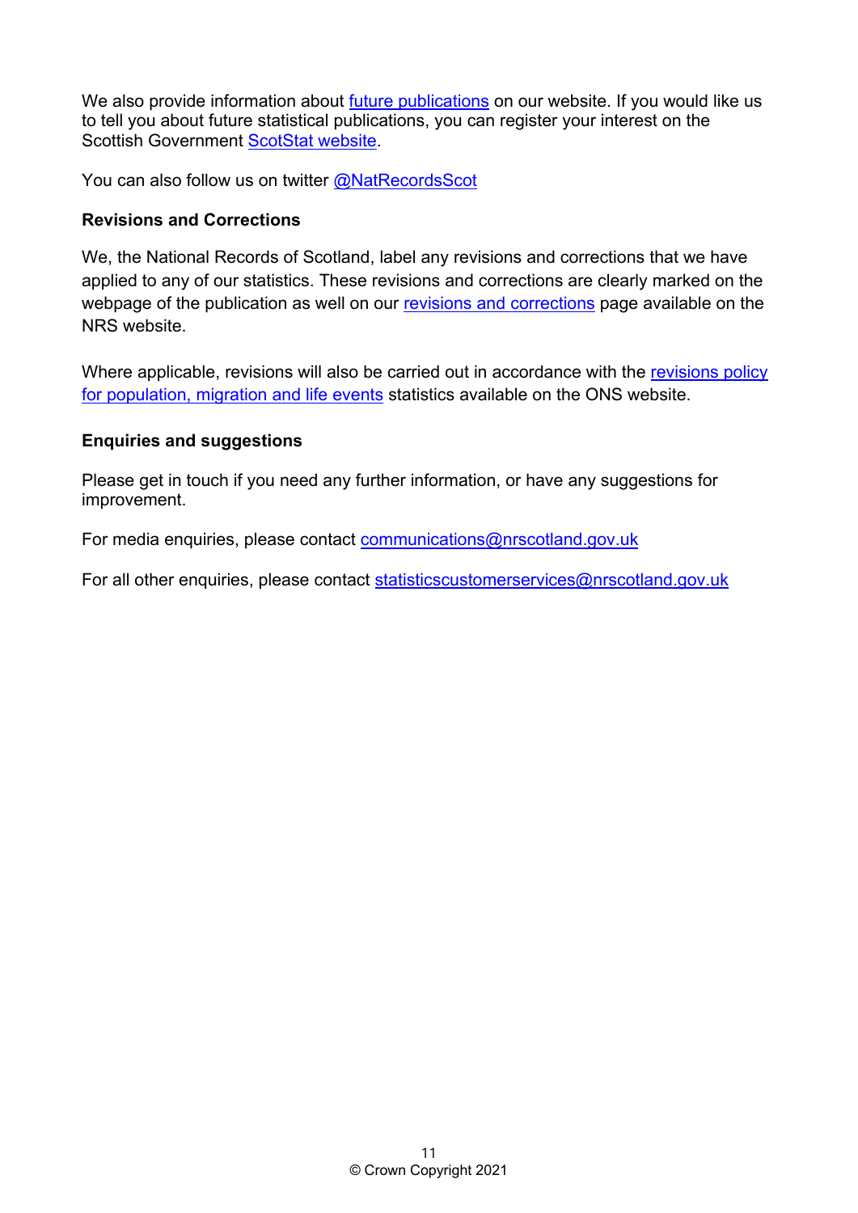We also provide information about future publications on our website. If you would like us to tell you about future statistical publications, you can register your interest on the Scottish Government ScotStat website.

You can also follow us on twitter @NatRecordsScot

**Revisions and Corrections**

We, the National Records of Scotland, label any revisions and corrections that we have applied to any of our statistics. These revisions and corrections are clearly marked on the webpage of the publication as well on our revisions and corrections page available on the NRS website.

Where applicable, revisions will also be carried out in accordance with the revisions policy for population, migration and life events statistics available on the ONS website.

**Enquiries and suggestions**

Please get in touch if you need any further information, or have any suggestions for improvement.

For media enquiries, please contact communications@nrscotland.gov.uk

For all other enquiries, please contact statisticscustomerservices@nrscotland.gov.uk

© Crown Copyright 2021